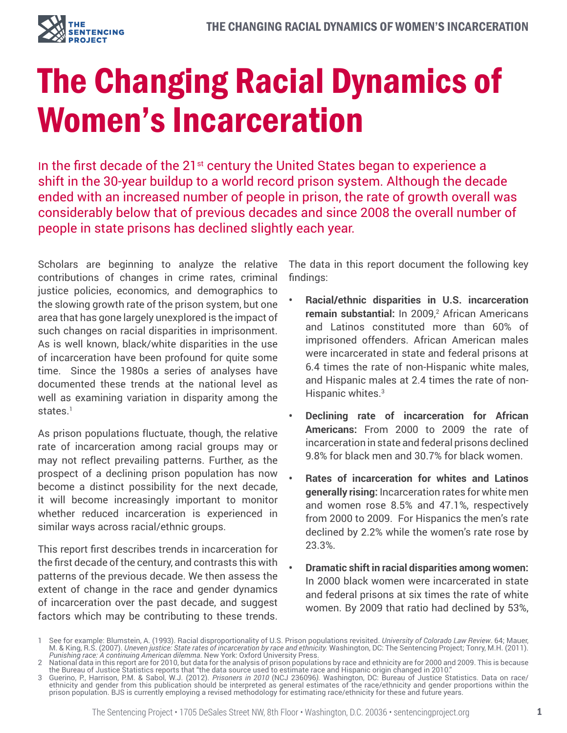# The Changing Racial Dynamics of Women's Incarceration

In the first decade of the 21st century the United States began to experience a shift in the 30-year buildup to a world record prison system. Although the decade ended with an increased number of people in prison, the rate of growth overall was considerably below that of previous decades and since 2008 the overall number of people in state prisons has declined slightly each year.

Scholars are beginning to analyze the relative contributions of changes in crime rates, criminal justice policies, economics, and demographics to the slowing growth rate of the prison system, but one area that has gone largely unexplored is the impact of such changes on racial disparities in imprisonment. As is well known, black/white disparities in the use of incarceration have been profound for quite some time. Since the 1980s a series of analyses have documented these trends at the national level as well as examining variation in disparity among the states.[1]

As prison populations fluctuate, though, the relative rate of incarceration among racial groups may or may not reflect prevailing patterns. Further, as the prospect of a declining prison population has now become a distinct possibility for the next decade, it will become increasingly important to monitor whether reduced incarceration is experienced in similar ways across racial/ethnic groups.

This report first describes trends in incarceration for the first decade of the century, and contrasts this with patterns of the previous decade. We then assess the extent of change in the race and gender dynamics of incarceration over the past decade, and suggest factors which may be contributing to these trends.

The data in this report document the following key findings:

- **Racial/ethnic disparities in U.S. incarceration remain substantial:** In 2009,[2] African Americans and Latinos constituted more than 60% of imprisoned offenders. African American males were incarcerated in state and federal prisons at 6.4 times the rate of non-Hispanic white males, and Hispanic males at 2.4 times the rate of non-Hispanic whites.[3]
- **Declining rate of incarceration for African Americans:** From 2000 to 2009 the rate of incarceration in state and federal prisons declined 9.8% for black men and 30.7% for black women.
- **Rates of incarceration for whites and Latinos generally rising:** Incarceration rates for white men and women rose 8.5% and 47.1%, respectively from 2000 to 2009. For Hispanics the men's rate declined by 2.2% while the women's rate rose by 23.3%.
- **Dramatic shift in racial disparities among women:** In 2000 black women were incarcerated in state and federal prisons at six times the rate of white women. By 2009 that ratio had declined by 53%,

1 See for example: Blumstein, A. (1993). Racial disproportionality of U.S. Prison populations revisited. *University of Colorado Law Review*. 64; Mauer, M. & King, R.S. (2007). *Uneven justice: State rates of incarceration by race and ethnicity.* Washington, DC: The Sentencing Project; Tonry, M.H. (2011). *Punishing race: A continuing American dilemma.* New York: Oxford University Press.

2 National data in this report are for 2010, but data for the analysis of prison populations by race and ethnicity are for 2000 and 2009. This is because the Bureau of Justice Statistics reports that "the data source used to estimate race and Hispanic origin changed in 2010."

3 Guerino, P., Harrison, P.M. & Sabol, W.J. (2012). *Prisoners in 2010* (NCJ 236096). Washington, DC: Bureau of Justice Statistics. Data on race/ethnicity and gender from this publication should be interpreted as general estimates of the race/ethnicity and gender proportions within the prison population. BJS is currently employing a revised methodology for estimating race/ethnicity for these and future years.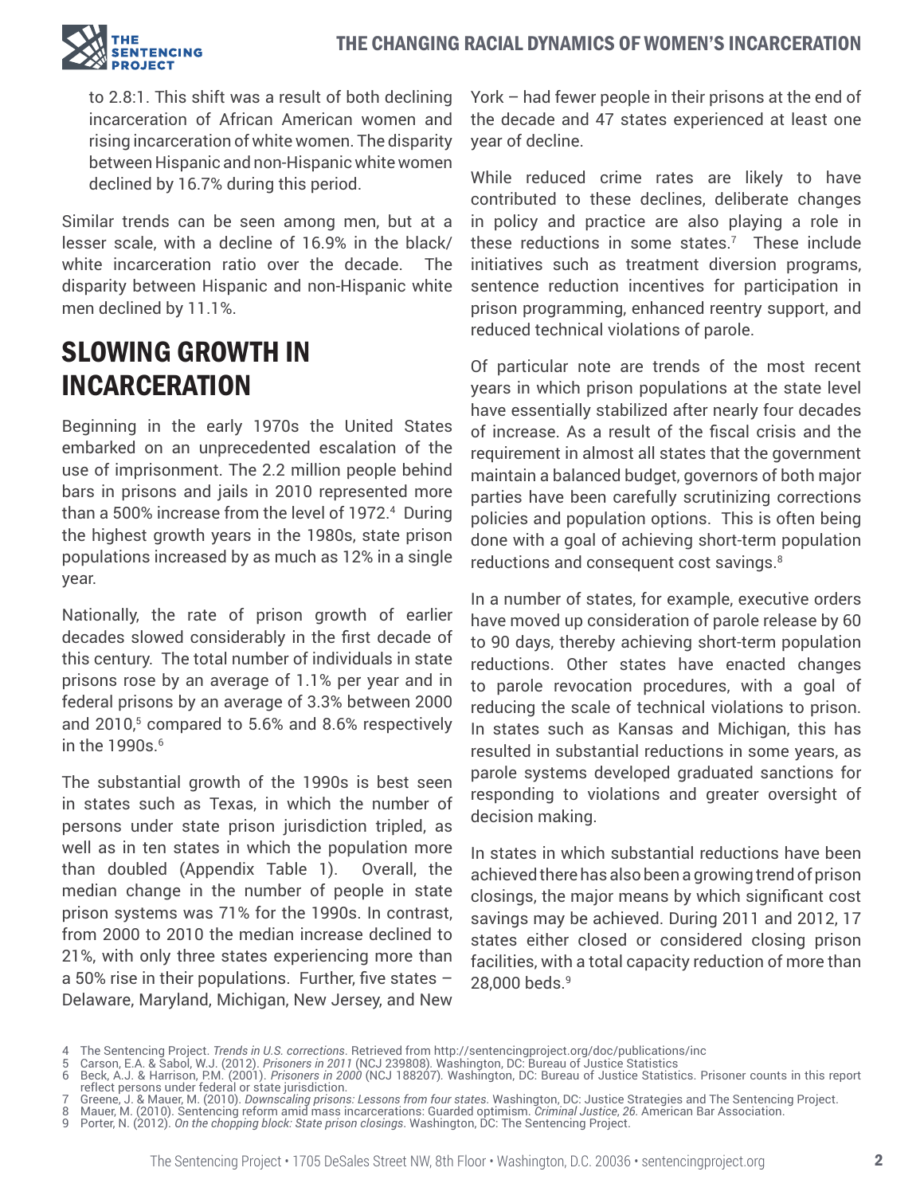to 2.8:1. This shift was a result of both declining incarceration of African American women and rising incarceration of white women. The disparity between Hispanic and non-Hispanic white women declined by 16.7% during this period.

Similar trends can be seen among men, but at a lesser scale, with a decline of 16.9% in the black/white incarceration ratio over the decade. The disparity between Hispanic and non-Hispanic white men declined by 11.1%.

## SLOWING GROWTH IN INCARCERATION

Beginning in the early 1970s the United States embarked on an unprecedented escalation of the use of imprisonment. The 2.2 million people behind bars in prisons and jails in 2010 represented more than a 500% increase from the level of 1972.[4] During the highest growth years in the 1980s, state prison populations increased by as much as 12% in a single year.

Nationally, the rate of prison growth of earlier decades slowed considerably in the first decade of this century. The total number of individuals in state prisons rose by an average of 1.1% per year and in federal prisons by an average of 3.3% between 2000 and 2010,[5] compared to 5.6% and 8.6% respectively in the 1990s.[6]

The substantial growth of the 1990s is best seen in states such as Texas, in which the number of persons under state prison jurisdiction tripled, as well as in ten states in which the population more than doubled (Appendix Table 1). Overall, the median change in the number of people in state prison systems was 71% for the 1990s. In contrast, from 2000 to 2010 the median increase declined to 21%, with only three states experiencing more than a 50% rise in their populations. Further, five states – Delaware, Maryland, Michigan, New Jersey, and New York – had fewer people in their prisons at the end of the decade and 47 states experienced at least one year of decline.

While reduced crime rates are likely to have contributed to these declines, deliberate changes in policy and practice are also playing a role in these reductions in some states.[7] These include initiatives such as treatment diversion programs, sentence reduction incentives for participation in prison programming, enhanced reentry support, and reduced technical violations of parole.

Of particular note are trends of the most recent years in which prison populations at the state level have essentially stabilized after nearly four decades of increase. As a result of the fiscal crisis and the requirement in almost all states that the government maintain a balanced budget, governors of both major parties have been carefully scrutinizing corrections policies and population options. This is often being done with a goal of achieving short-term population reductions and consequent cost savings.[8]

In a number of states, for example, executive orders have moved up consideration of parole release by 60 to 90 days, thereby achieving short-term population reductions. Other states have enacted changes to parole revocation procedures, with a goal of reducing the scale of technical violations to prison. In states such as Kansas and Michigan, this has resulted in substantial reductions in some years, as parole systems developed graduated sanctions for responding to violations and greater oversight of decision making.

In states in which substantial reductions have been achieved there has also been a growing trend of prison closings, the major means by which significant cost savings may be achieved. During 2011 and 2012, 17 states either closed or considered closing prison facilities, with a total capacity reduction of more than 28,000 beds.[9]

---

4 The Sentencing Project. *Trends in U.S. corrections*. Retrieved from http://sentencingproject.org/doc/publications/inc
5 Carson, E.A. & Sabol, W.J. (2012). *Prisoners in 2011* (NCJ 239808). Washington, DC: Bureau of Justice Statistics
6 Beck, A.J. & Harrison, P.M. (2001). *Prisoners in 2000* (NCJ 188207). Washington, DC: Bureau of Justice Statistics. Prisoner counts in this report reflect persons under federal or state jurisdiction.
7 Greene, J. & Mauer, M. (2010). *Downscaling prisons: Lessons from four states*. Washington, DC: Justice Strategies and The Sentencing Project.
8 Mauer, M. (2010). Sentencing reform amid mass incarcerations: Guarded optimism. *Criminal Justice, 26*. American Bar Association.
9 Porter, N. (2012). *On the chopping block: State prison closings*. Washington, DC: The Sentencing Project.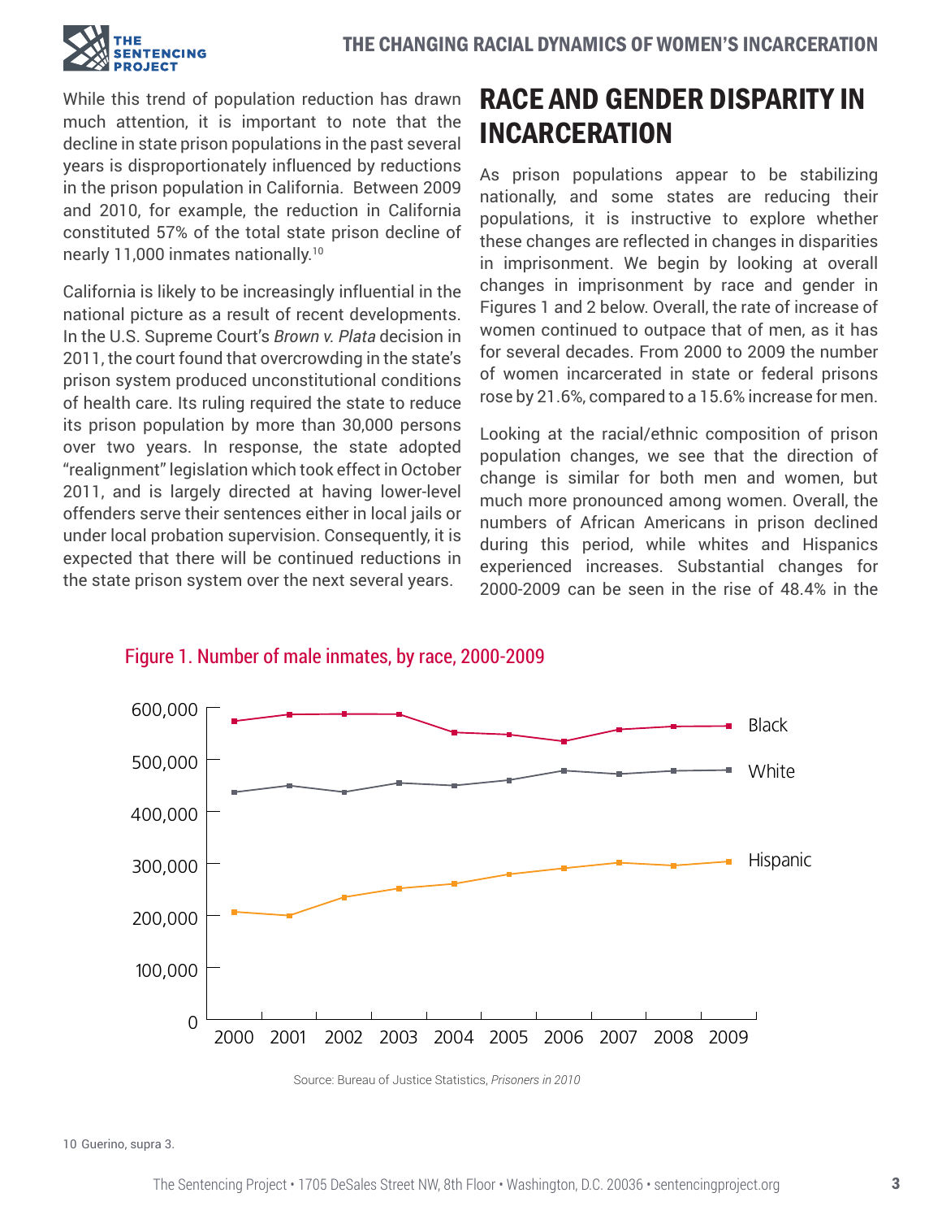While this trend of population reduction has drawn much attention, it is important to note that the decline in state prison populations in the past several years is disproportionately influenced by reductions in the prison population in California. Between 2009 and 2010, for example, the reduction in California constituted 57% of the total state prison decline of nearly 11,000 inmates nationally.[10]

California is likely to be increasingly influential in the national picture as a result of recent developments. In the U.S. Supreme Court's *Brown v. Plata* decision in 2011, the court found that overcrowding in the state's prison system produced unconstitutional conditions of health care. Its ruling required the state to reduce its prison population by more than 30,000 persons over two years. In response, the state adopted "realignment" legislation which took effect in October 2011, and is largely directed at having lower-level offenders serve their sentences either in local jails or under local probation supervision. Consequently, it is expected that there will be continued reductions in the state prison system over the next several years.

## RACE AND GENDER DISPARITY IN INCARCERATION

As prison populations appear to be stabilizing nationally, and some states are reducing their populations, it is instructive to explore whether these changes are reflected in changes in disparities in imprisonment. We begin by looking at overall changes in imprisonment by race and gender in Figures 1 and 2 below. Overall, the rate of increase of women continued to outpace that of men, as it has for several decades. From 2000 to 2009 the number of women incarcerated in state or federal prisons rose by 21.6%, compared to a 15.6% increase for men.

Looking at the racial/ethnic composition of prison population changes, we see that the direction of change is similar for both men and women, but much more pronounced among women. Overall, the numbers of African Americans in prison declined during this period, while whites and Hispanics experienced increases. Substantial changes for 2000-2009 can be seen in the rise of 48.4% in the

Figure 1. Number of male inmates, by race, 2000-2009

Source: Bureau of Justice Statistics, *Prisoners in 2010*

10 Guerino, supra 3.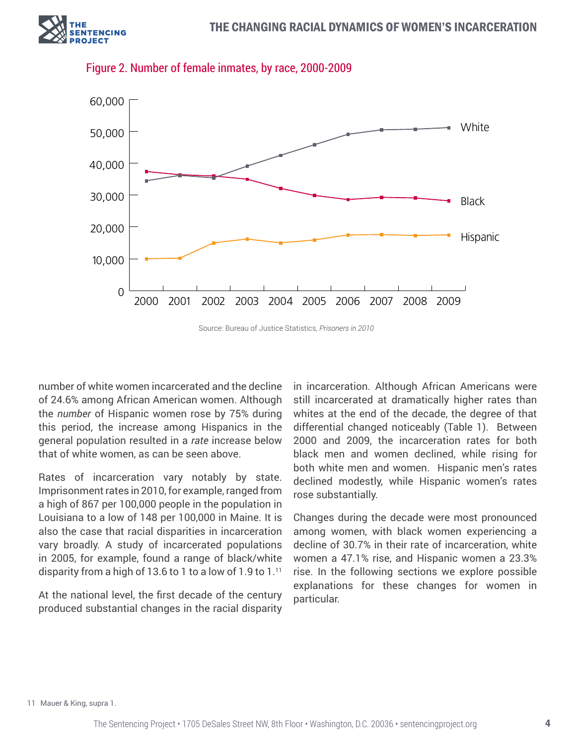Figure 2. Number of female inmates, by race, 2000-2009

Source: Bureau of Justice Statistics, *Prisoners in 2010*

number of white women incarcerated and the decline of 24.6% among African American women. Although the *number* of Hispanic women rose by 75% during this period, the increase among Hispanics in the general population resulted in a *rate* increase below that of white women, as can be seen above.

Rates of incarceration vary notably by state. Imprisonment rates in 2010, for example, ranged from a high of 867 per 100,000 people in the population in Louisiana to a low of 148 per 100,000 in Maine. It is also the case that racial disparities in incarceration vary broadly. A study of incarcerated populations in 2005, for example, found a range of black/white disparity from a high of 13.6 to 1 to a low of 1.9 to 1.[11]

At the national level, the first decade of the century produced substantial changes in the racial disparity in incarceration. Although African Americans were still incarcerated at dramatically higher rates than whites at the end of the decade, the degree of that differential changed noticeably (Table 1). Between 2000 and 2009, the incarceration rates for both black men and women declined, while rising for both white men and women. Hispanic men's rates declined modestly, while Hispanic women's rates rose substantially.

Changes during the decade were most pronounced among women, with black women experiencing a decline of 30.7% in their rate of incarceration, white women a 47.1% rise, and Hispanic women a 23.3% rise. In the following sections we explore possible explanations for these changes for women in particular.

11 Mauer & King, supra 1.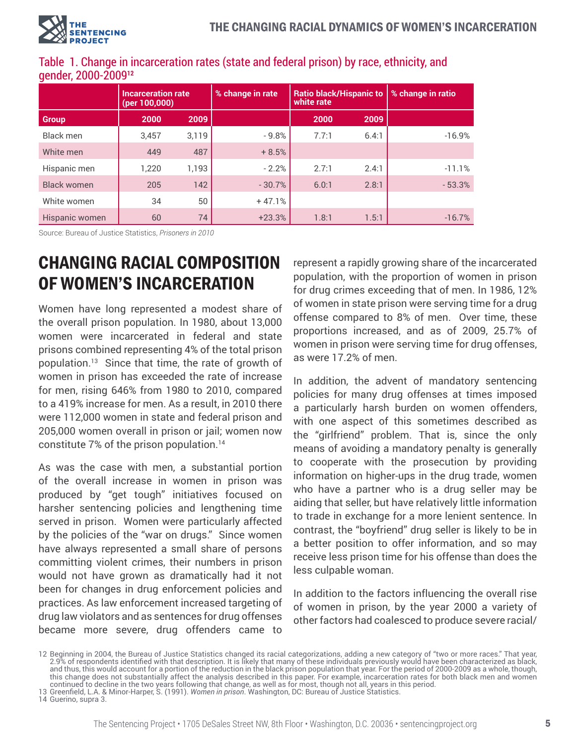Table 1. Change in incarceration rates (state and federal prison) by race, ethnicity, and gender, 2000-2009[12]

| | Incarceration rate (per 100,000) | | % change in rate | Ratio black/Hispanic to white rate | | % change in ratio |
|---|---|---|---|---|---|---|
| Group | 2000 | 2009 | | 2000 | 2009 | |
| Black men | 3,457 | 3,119 | - 9.8% | 7.7:1 | 6.4:1 | -16.9% |
| White men | 449 | 487 | + 8.5% | | | |
| Hispanic men | 1,220 | 1,193 | - 2.2% | 2.7:1 | 2.4:1 | -11.1% |
| Black women | 205 | 142 | - 30.7% | 6.0:1 | 2.8:1 | - 53.3% |
| White women | 34 | 50 | + 47.1% | | | |
| Hispanic women | 60 | 74 | +23.3% | 1.8:1 | 1.5:1 | -16.7% |

Source: Bureau of Justice Statistics, *Prisoners in 2010*

## CHANGING RACIAL COMPOSITION OF WOMEN'S INCARCERATION

Women have long represented a modest share of the overall prison population. In 1980, about 13,000 women were incarcerated in federal and state prisons combined representing 4% of the total prison population.[13] Since that time, the rate of growth of women in prison has exceeded the rate of increase for men, rising 646% from 1980 to 2010, compared to a 419% increase for men. As a result, in 2010 there were 112,000 women in state and federal prison and 205,000 women overall in prison or jail; women now constitute 7% of the prison population.[14]

As was the case with men, a substantial portion of the overall increase in women in prison was produced by "get tough" initiatives focused on harsher sentencing policies and lengthening time served in prison. Women were particularly affected by the policies of the "war on drugs." Since women have always represented a small share of persons committing violent crimes, their numbers in prison would not have grown as dramatically had it not been for changes in drug enforcement policies and practices. As law enforcement increased targeting of drug law violators and as sentences for drug offenses became more severe, drug offenders came to represent a rapidly growing share of the incarcerated population, with the proportion of women in prison for drug crimes exceeding that of men. In 1986, 12% of women in state prison were serving time for a drug offense compared to 8% of men. Over time, these proportions increased, and as of 2009, 25.7% of women in prison were serving time for drug offenses, as were 17.2% of men.

In addition, the advent of mandatory sentencing policies for many drug offenses at times imposed a particularly harsh burden on women offenders, with one aspect of this sometimes described as the "girlfriend" problem. That is, since the only means of avoiding a mandatory penalty is generally to cooperate with the prosecution by providing information on higher-ups in the drug trade, women who have a partner who is a drug seller may be aiding that seller, but have relatively little information to trade in exchange for a more lenient sentence. In contrast, the "boyfriend" drug seller is likely to be in a better position to offer information, and so may receive less prison time for his offense than does the less culpable woman.

In addition to the factors influencing the overall rise of women in prison, by the year 2000 a variety of other factors had coalesced to produce severe racial/

12 Beginning in 2004, the Bureau of Justice Statistics changed its racial categorizations, adding a new category of "two or more races." That year, 2.9% of respondents identified with that description. It is likely that many of these individuals previously would have been characterized as black, and thus, this would account for a portion of the reduction in the black prison population that year. For the period of 2000-2009 as a whole, though, this change does not substantially affect the analysis described in this paper. For example, incarceration rates for both black men and women continued to decline in the two years following that change, as well as for most, though not all, years in this period.

13 Greenfield, L.A. & Minor-Harper, S. (1991). *Women in prison*. Washington, DC: Bureau of Justice Statistics.

14 Guerino, supra 3.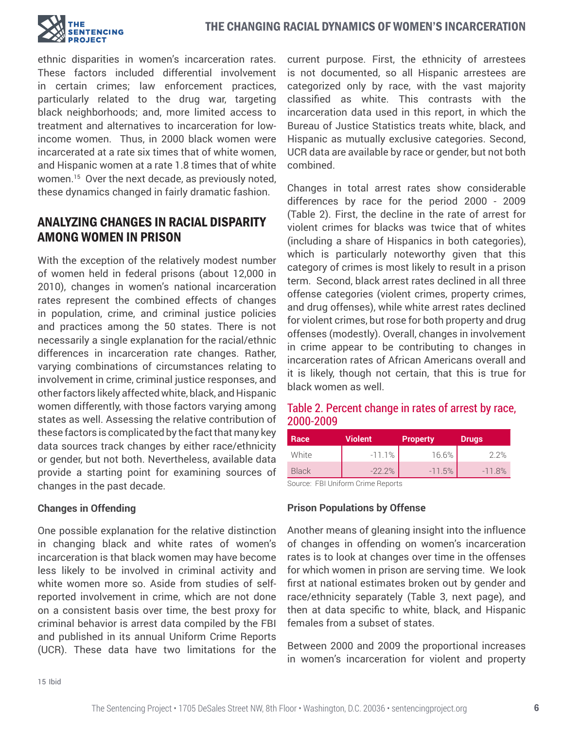ethnic disparities in women's incarceration rates. These factors included differential involvement in certain crimes; law enforcement practices, particularly related to the drug war, targeting black neighborhoods; and, more limited access to treatment and alternatives to incarceration for low-income women. Thus, in 2000 black women were incarcerated at a rate six times that of white women, and Hispanic women at a rate 1.8 times that of white women.[15] Over the next decade, as previously noted, these dynamics changed in fairly dramatic fashion.

## ANALYZING CHANGES IN RACIAL DISPARITY AMONG WOMEN IN PRISON

With the exception of the relatively modest number of women held in federal prisons (about 12,000 in 2010), changes in women's national incarceration rates represent the combined effects of changes in population, crime, and criminal justice policies and practices among the 50 states. There is not necessarily a single explanation for the racial/ethnic differences in incarceration rate changes. Rather, varying combinations of circumstances relating to involvement in crime, criminal justice responses, and other factors likely affected white, black, and Hispanic women differently, with those factors varying among states as well. Assessing the relative contribution of these factors is complicated by the fact that many key data sources track changes by either race/ethnicity or gender, but not both. Nevertheless, available data provide a starting point for examining sources of changes in the past decade.

### Changes in Offending

One possible explanation for the relative distinction in changing black and white rates of women's incarceration is that black women may have become less likely to be involved in criminal activity and white women more so. Aside from studies of self-reported involvement in crime, which are not done on a consistent basis over time, the best proxy for criminal behavior is arrest data compiled by the FBI and published in its annual Uniform Crime Reports (UCR). These data have two limitations for the current purpose. First, the ethnicity of arrestees is not documented, so all Hispanic arrestees are categorized only by race, with the vast majority classified as white. This contrasts with the incarceration data used in this report, in which the Bureau of Justice Statistics treats white, black, and Hispanic as mutually exclusive categories. Second, UCR data are available by race or gender, but not both combined.

Changes in total arrest rates show considerable differences by race for the period 2000 - 2009 (Table 2). First, the decline in the rate of arrest for violent crimes for blacks was twice that of whites (including a share of Hispanics in both categories), which is particularly noteworthy given that this category of crimes is most likely to result in a prison term. Second, black arrest rates declined in all three offense categories (violent crimes, property crimes, and drug offenses), while white arrest rates declined for violent crimes, but rose for both property and drug offenses (modestly). Overall, changes in involvement in crime appear to be contributing to changes in incarceration rates of African Americans overall and it is likely, though not certain, that this is true for black women as well.

**Table 2. Percent change in rates of arrest by race, 2000-2009**

| Race | Violent | Property | Drugs |
|---|---|---|---|
| White | -11.1% | 16.6% | 2.2% |
| Black | -22.2% | -11.5% | -11.8% |

Source: FBI Uniform Crime Reports

### Prison Populations by Offense

Another means of gleaning insight into the influence of changes in offending on women's incarceration rates is to look at changes over time in the offenses for which women in prison are serving time. We look first at national estimates broken out by gender and race/ethnicity separately (Table 3, next page), and then at data specific to white, black, and Hispanic females from a subset of states.

Between 2000 and 2009 the proportional increases in women's incarceration for violent and property

15 Ibid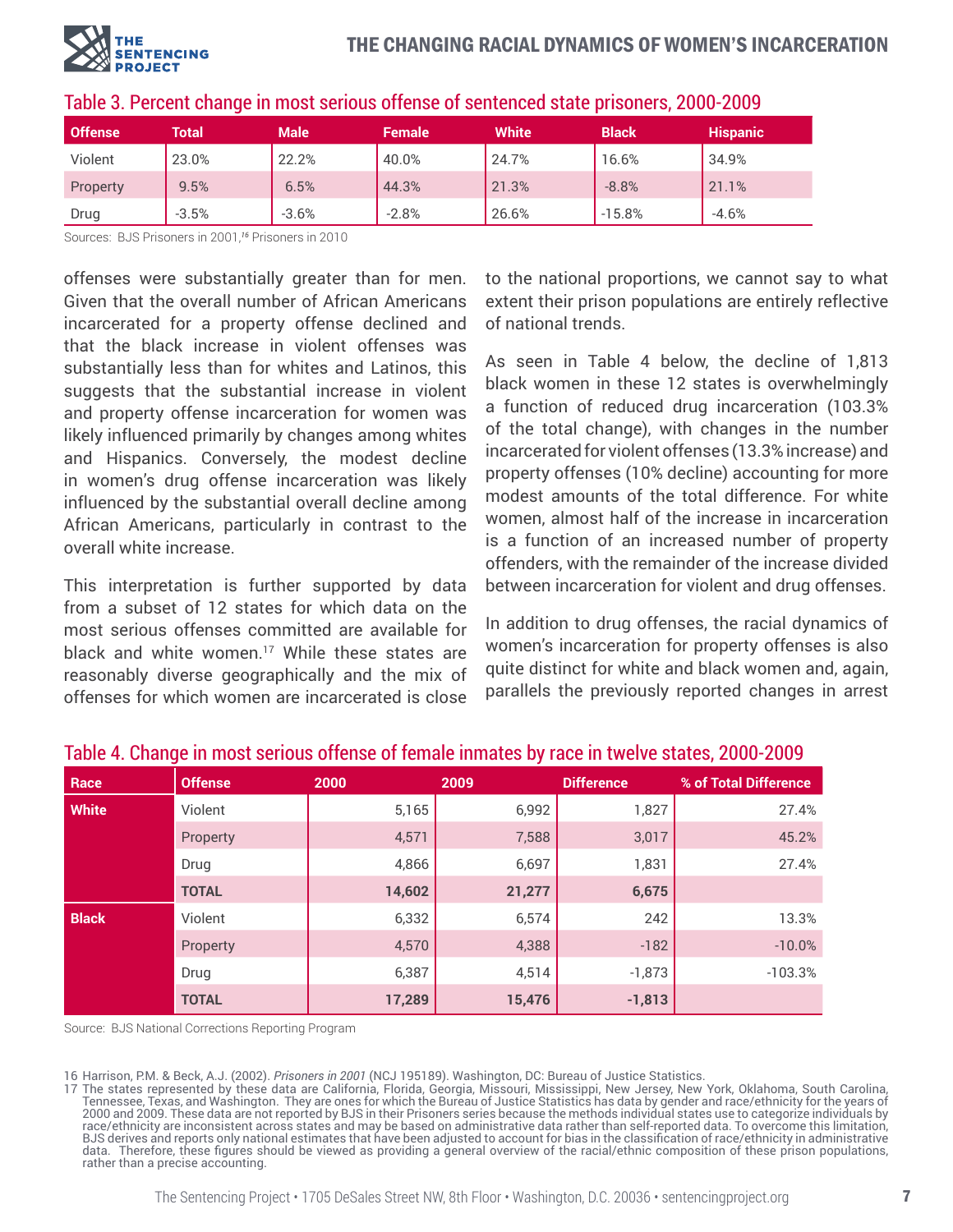### Table 3. Percent change in most serious offense of sentenced state prisoners, 2000-2009

| Offense | Total | Male | Female | White | Black | Hispanic |
|---|---|---|---|---|---|---|
| Violent | 23.0% | 22.2% | 40.0% | 24.7% | 16.6% | 34.9% |
| Property | 9.5% | 6.5% | 44.3% | 21.3% | -8.8% | 21.1% |
| Drug | -3.5% | -3.6% | -2.8% | 26.6% | -15.8% | -4.6% |

Sources: BJS Prisoners in 2001,[16] Prisoners in 2010

offenses were substantially greater than for men. Given that the overall number of African Americans incarcerated for a property offense declined and that the black increase in violent offenses was substantially less than for whites and Latinos, this suggests that the substantial increase in violent and property offense incarceration for women was likely influenced primarily by changes among whites and Hispanics. Conversely, the modest decline in women's drug offense incarceration was likely influenced by the substantial overall decline among African Americans, particularly in contrast to the overall white increase.

This interpretation is further supported by data from a subset of 12 states for which data on the most serious offenses committed are available for black and white women.[17] While these states are reasonably diverse geographically and the mix of offenses for which women are incarcerated is close to the national proportions, we cannot say to what extent their prison populations are entirely reflective of national trends.

As seen in Table 4 below, the decline of 1,813 black women in these 12 states is overwhelmingly a function of reduced drug incarceration (103.3% of the total change), with changes in the number incarcerated for violent offenses (13.3% increase) and property offenses (10% decline) accounting for more modest amounts of the total difference. For white women, almost half of the increase in incarceration is a function of an increased number of property offenders, with the remainder of the increase divided between incarceration for violent and drug offenses.

In addition to drug offenses, the racial dynamics of women's incarceration for property offenses is also quite distinct for white and black women and, again, parallels the previously reported changes in arrest

### Table 4. Change in most serious offense of female inmates by race in twelve states, 2000-2009

| Race | Offense | 2000 | 2009 | Difference | % of Total Difference |
|---|---|---|---|---|---|
| White | Violent | 5,165 | 6,992 | 1,827 | 27.4% |
| | Property | 4,571 | 7,588 | 3,017 | 45.2% |
| | Drug | 4,866 | 6,697 | 1,831 | 27.4% |
| | **TOTAL** | **14,602** | **21,277** | **6,675** | |
| Black | Violent | 6,332 | 6,574 | 242 | 13.3% |
| | Property | 4,570 | 4,388 | -182 | -10.0% |
| | Drug | 6,387 | 4,514 | -1,873 | -103.3% |
| | **TOTAL** | **17,289** | **15,476** | **-1,813** | |

Source: BJS National Corrections Reporting Program

16 Harrison, P.M. & Beck, A.J. (2002). *Prisoners in 2001* (NCJ 195189). Washington, DC: Bureau of Justice Statistics.

17 The states represented by these data are California, Florida, Georgia, Missouri, Mississippi, New Jersey, New York, Oklahoma, South Carolina, Tennessee, Texas, and Washington. They are ones for which the Bureau of Justice Statistics has data by gender and race/ethnicity for the years of 2000 and 2009. These data are not reported by BJS in their Prisoners series because the methods individual states use to categorize individuals by race/ethnicity are inconsistent across states and may be based on administrative data rather than self-reported data. To overcome this limitation, BJS derives and reports only national estimates that have been adjusted to account for bias in the classification of race/ethnicity in administrative data. Therefore, these figures should be viewed as providing a general overview of the racial/ethnic composition of these prison populations, rather than a precise accounting.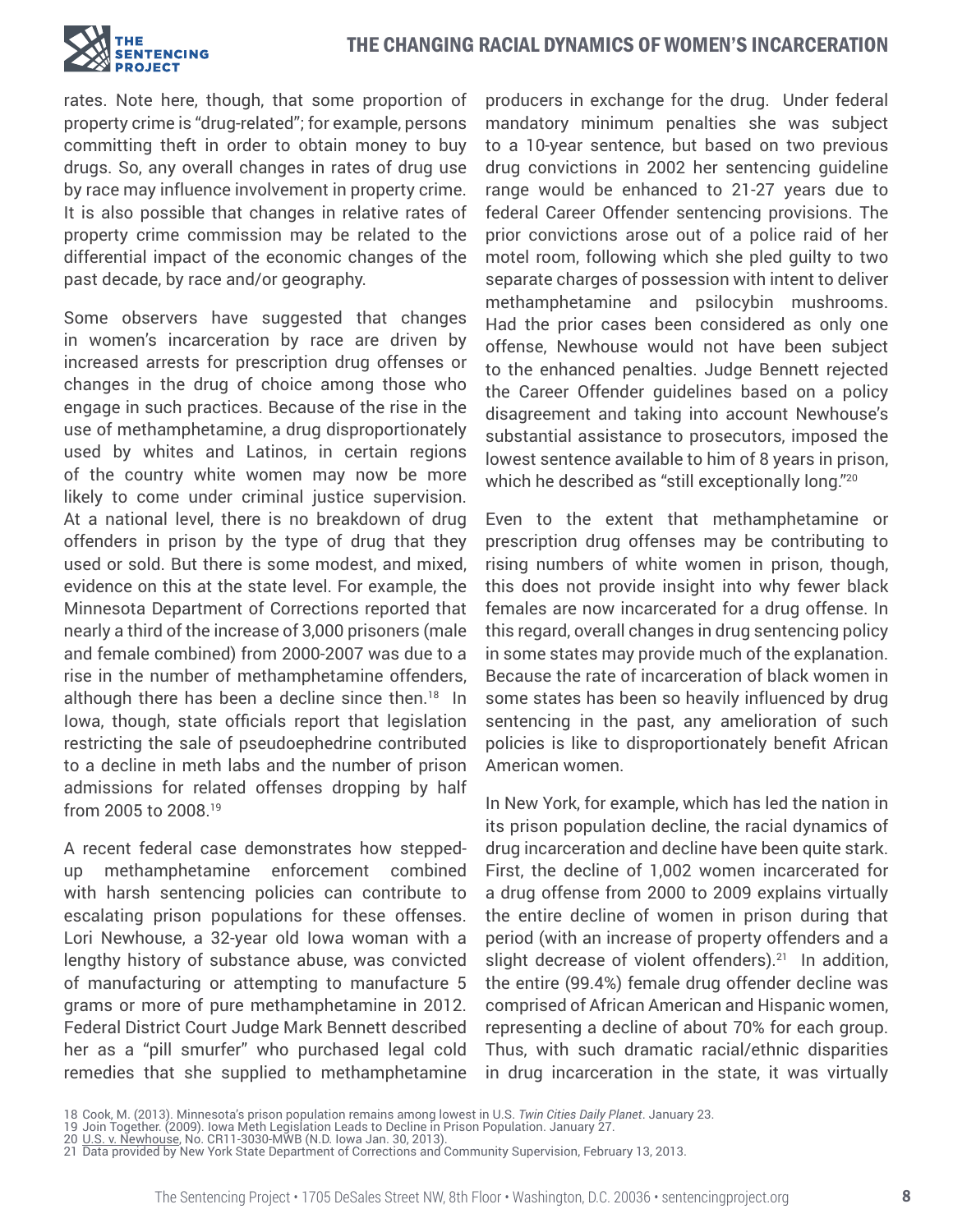rates. Note here, though, that some proportion of property crime is "drug-related"; for example, persons committing theft in order to obtain money to buy drugs. So, any overall changes in rates of drug use by race may influence involvement in property crime. It is also possible that changes in relative rates of property crime commission may be related to the differential impact of the economic changes of the past decade, by race and/or geography.

Some observers have suggested that changes in women's incarceration by race are driven by increased arrests for prescription drug offenses or changes in the drug of choice among those who engage in such practices. Because of the rise in the use of methamphetamine, a drug disproportionately used by whites and Latinos, in certain regions of the country white women may now be more likely to come under criminal justice supervision. At a national level, there is no breakdown of drug offenders in prison by the type of drug that they used or sold. But there is some modest, and mixed, evidence on this at the state level. For example, the Minnesota Department of Corrections reported that nearly a third of the increase of 3,000 prisoners (male and female combined) from 2000-2007 was due to a rise in the number of methamphetamine offenders, although there has been a decline since then.[18] In Iowa, though, state officials report that legislation restricting the sale of pseudoephedrine contributed to a decline in meth labs and the number of prison admissions for related offenses dropping by half from 2005 to 2008.[19]

A recent federal case demonstrates how stepped-up methamphetamine enforcement combined with harsh sentencing policies can contribute to escalating prison populations for these offenses. Lori Newhouse, a 32-year old Iowa woman with a lengthy history of substance abuse, was convicted of manufacturing or attempting to manufacture 5 grams or more of pure methamphetamine in 2012. Federal District Court Judge Mark Bennett described her as a "pill smurfer" who purchased legal cold remedies that she supplied to methamphetamine producers in exchange for the drug. Under federal mandatory minimum penalties she was subject to a 10-year sentence, but based on two previous drug convictions in 2002 her sentencing guideline range would be enhanced to 21-27 years due to federal Career Offender sentencing provisions. The prior convictions arose out of a police raid of her motel room, following which she pled guilty to two separate charges of possession with intent to deliver methamphetamine and psilocybin mushrooms. Had the prior cases been considered as only one offense, Newhouse would not have been subject to the enhanced penalties. Judge Bennett rejected the Career Offender guidelines based on a policy disagreement and taking into account Newhouse's substantial assistance to prosecutors, imposed the lowest sentence available to him of 8 years in prison, which he described as "still exceptionally long."[20]

Even to the extent that methamphetamine or prescription drug offenses may be contributing to rising numbers of white women in prison, though, this does not provide insight into why fewer black females are now incarcerated for a drug offense. In this regard, overall changes in drug sentencing policy in some states may provide much of the explanation. Because the rate of incarceration of black women in some states has been so heavily influenced by drug sentencing in the past, any amelioration of such policies is like to disproportionately benefit African American women.

In New York, for example, which has led the nation in its prison population decline, the racial dynamics of drug incarceration and decline have been quite stark. First, the decline of 1,002 women incarcerated for a drug offense from 2000 to 2009 explains virtually the entire decline of women in prison during that period (with an increase of property offenders and a slight decrease of violent offenders).[21] In addition, the entire (99.4%) female drug offender decline was comprised of African American and Hispanic women, representing a decline of about 70% for each group. Thus, with such dramatic racial/ethnic disparities in drug incarceration in the state, it was virtually

18 Cook, M. (2013). Minnesota's prison population remains among lowest in U.S. *Twin Cities Daily Planet*. January 23.
19 Join Together. (2009). Iowa Meth Legislation Leads to Decline in Prison Population. January 27.
20 U.S. v. Newhouse, No. CR11-3030-MWB (N.D. Iowa Jan. 30, 2013).
21 Data provided by New York State Department of Corrections and Community Supervision, February 13, 2013.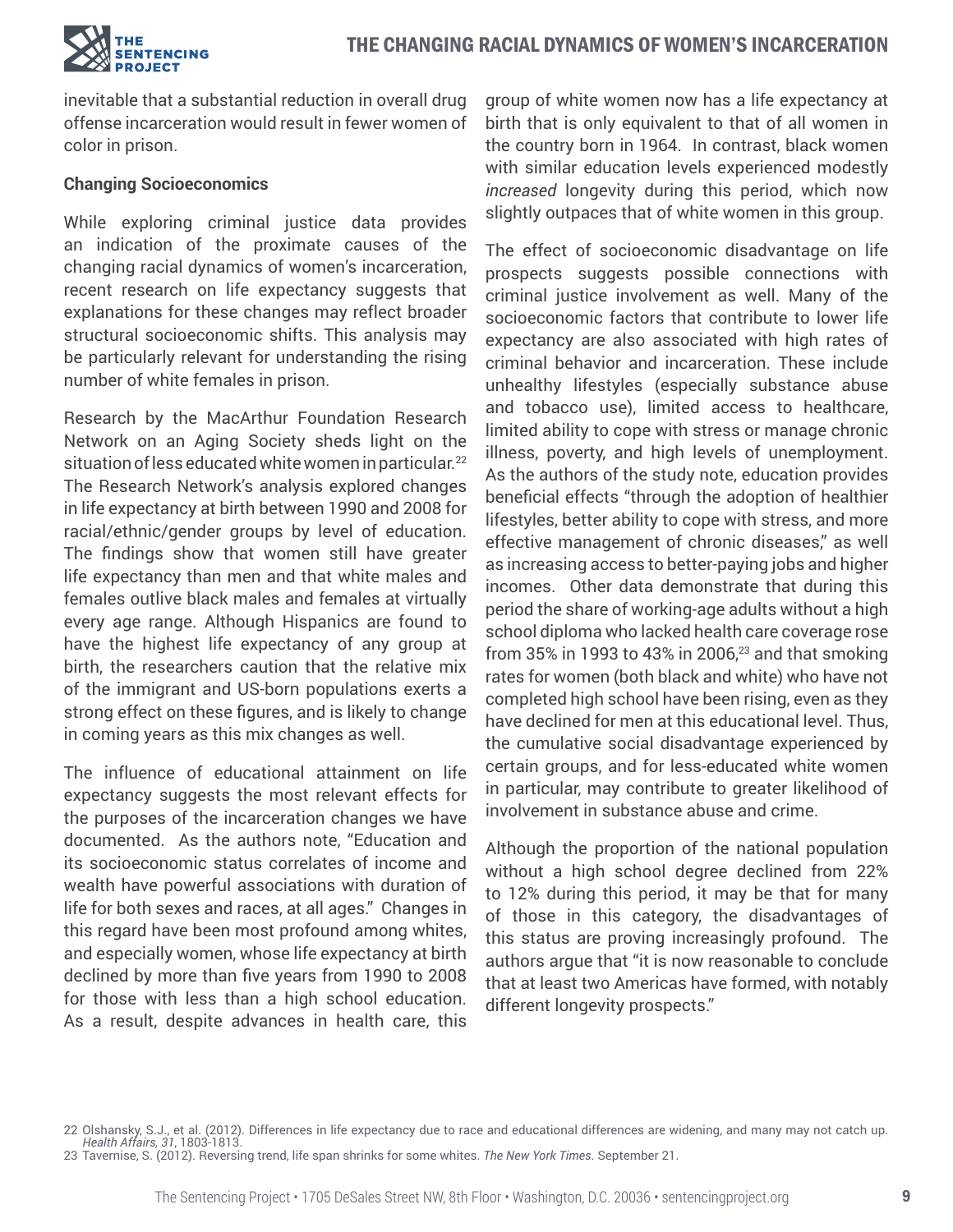inevitable that a substantial reduction in overall drug offense incarceration would result in fewer women of color in prison.

**Changing Socioeconomics**

While exploring criminal justice data provides an indication of the proximate causes of the changing racial dynamics of women's incarceration, recent research on life expectancy suggests that explanations for these changes may reflect broader structural socioeconomic shifts. This analysis may be particularly relevant for understanding the rising number of white females in prison.

Research by the MacArthur Foundation Research Network on an Aging Society sheds light on the situation of less educated white women in particular.[22] The Research Network's analysis explored changes in life expectancy at birth between 1990 and 2008 for racial/ethnic/gender groups by level of education. The findings show that women still have greater life expectancy than men and that white males and females outlive black males and females at virtually every age range. Although Hispanics are found to have the highest life expectancy of any group at birth, the researchers caution that the relative mix of the immigrant and US-born populations exerts a strong effect on these figures, and is likely to change in coming years as this mix changes as well.

The influence of educational attainment on life expectancy suggests the most relevant effects for the purposes of the incarceration changes we have documented. As the authors note, "Education and its socioeconomic status correlates of income and wealth have powerful associations with duration of life for both sexes and races, at all ages." Changes in this regard have been most profound among whites, and especially women, whose life expectancy at birth declined by more than five years from 1990 to 2008 for those with less than a high school education. As a result, despite advances in health care, this group of white women now has a life expectancy at birth that is only equivalent to that of all women in the country born in 1964. In contrast, black women with similar education levels experienced modestly *increased* longevity during this period, which now slightly outpaces that of white women in this group.

The effect of socioeconomic disadvantage on life prospects suggests possible connections with criminal justice involvement as well. Many of the socioeconomic factors that contribute to lower life expectancy are also associated with high rates of criminal behavior and incarceration. These include unhealthy lifestyles (especially substance abuse and tobacco use), limited access to healthcare, limited ability to cope with stress or manage chronic illness, poverty, and high levels of unemployment. As the authors of the study note, education provides beneficial effects "through the adoption of healthier lifestyles, better ability to cope with stress, and more effective management of chronic diseases," as well as increasing access to better-paying jobs and higher incomes. Other data demonstrate that during this period the share of working-age adults without a high school diploma who lacked health care coverage rose from 35% in 1993 to 43% in 2006,[23] and that smoking rates for women (both black and white) who have not completed high school have been rising, even as they have declined for men at this educational level. Thus, the cumulative social disadvantage experienced by certain groups, and for less-educated white women in particular, may contribute to greater likelihood of involvement in substance abuse and crime.

Although the proportion of the national population without a high school degree declined from 22% to 12% during this period, it may be that for many of those in this category, the disadvantages of this status are proving increasingly profound. The authors argue that "it is now reasonable to conclude that at least two Americas have formed, with notably different longevity prospects."

22 Olshansky, S.J., et al. (2012). Differences in life expectancy due to race and educational differences are widening, and many may not catch up. *Health Affairs, 31*, 1803-1813.

23 Tavernise, S. (2012). Reversing trend, life span shrinks for some whites. *The New York Times*. September 21.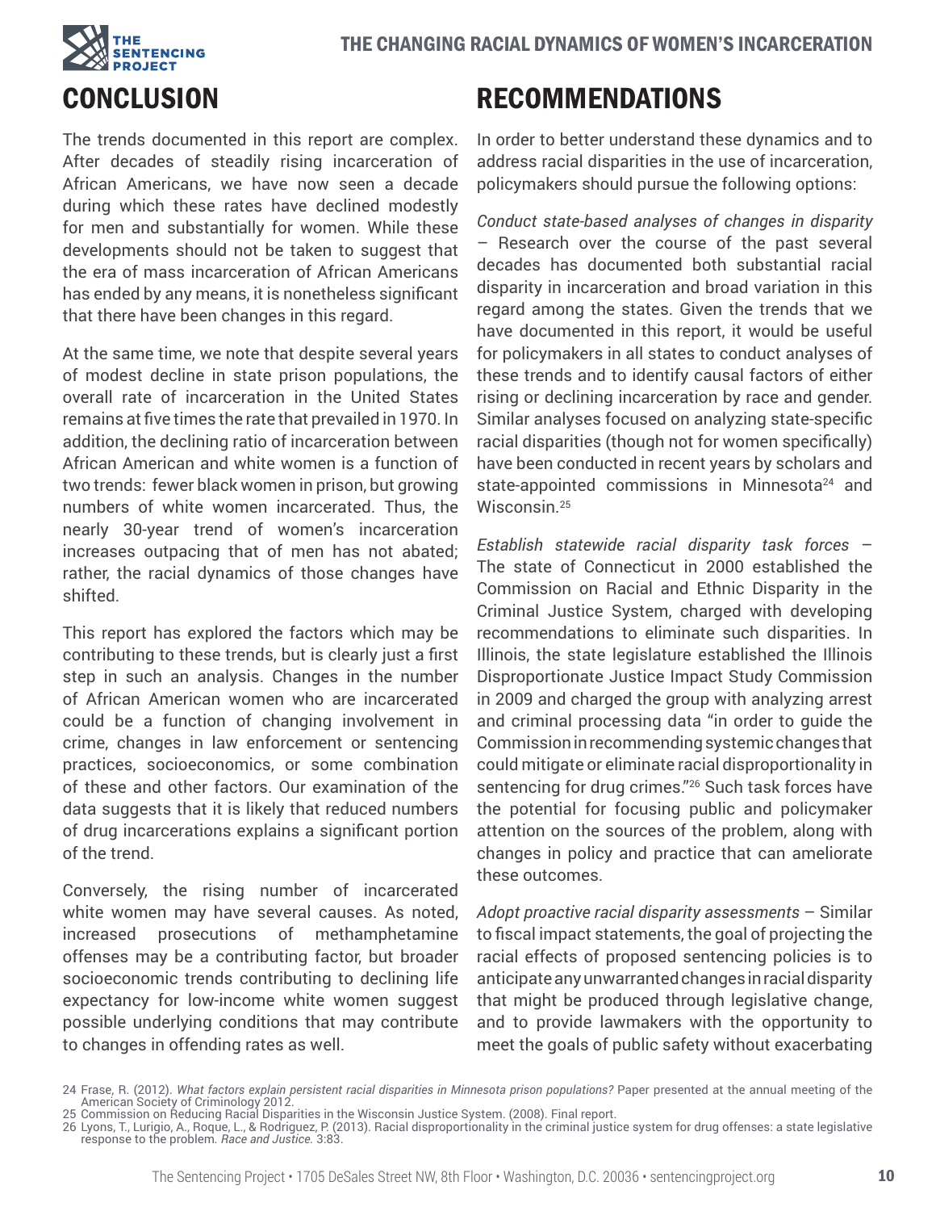# CONCLUSION

The trends documented in this report are complex. After decades of steadily rising incarceration of African Americans, we have now seen a decade during which these rates have declined modestly for men and substantially for women. While these developments should not be taken to suggest that the era of mass incarceration of African Americans has ended by any means, it is nonetheless significant that there have been changes in this regard.

At the same time, we note that despite several years of modest decline in state prison populations, the overall rate of incarceration in the United States remains at five times the rate that prevailed in 1970. In addition, the declining ratio of incarceration between African American and white women is a function of two trends: fewer black women in prison, but growing numbers of white women incarcerated. Thus, the nearly 30-year trend of women's incarceration increases outpacing that of men has not abated; rather, the racial dynamics of those changes have shifted.

This report has explored the factors which may be contributing to these trends, but is clearly just a first step in such an analysis. Changes in the number of African American women who are incarcerated could be a function of changing involvement in crime, changes in law enforcement or sentencing practices, socioeconomics, or some combination of these and other factors. Our examination of the data suggests that it is likely that reduced numbers of drug incarcerations explains a significant portion of the trend.

Conversely, the rising number of incarcerated white women may have several causes. As noted, increased prosecutions of methamphetamine offenses may be a contributing factor, but broader socioeconomic trends contributing to declining life expectancy for low-income white women suggest possible underlying conditions that may contribute to changes in offending rates as well.

# RECOMMENDATIONS

In order to better understand these dynamics and to address racial disparities in the use of incarceration, policymakers should pursue the following options:

*Conduct state-based analyses of changes in disparity* – Research over the course of the past several decades has documented both substantial racial disparity in incarceration and broad variation in this regard among the states. Given the trends that we have documented in this report, it would be useful for policymakers in all states to conduct analyses of these trends and to identify causal factors of either rising or declining incarceration by race and gender. Similar analyses focused on analyzing state-specific racial disparities (though not for women specifically) have been conducted in recent years by scholars and state-appointed commissions in Minnesota[24] and Wisconsin.[25]

*Establish statewide racial disparity task forces* – The state of Connecticut in 2000 established the Commission on Racial and Ethnic Disparity in the Criminal Justice System, charged with developing recommendations to eliminate such disparities. In Illinois, the state legislature established the Illinois Disproportionate Justice Impact Study Commission in 2009 and charged the group with analyzing arrest and criminal processing data "in order to guide the Commission in recommending systemic changes that could mitigate or eliminate racial disproportionality in sentencing for drug crimes."[26] Such task forces have the potential for focusing public and policymaker attention on the sources of the problem, along with changes in policy and practice that can ameliorate these outcomes.

*Adopt proactive racial disparity assessments* – Similar to fiscal impact statements, the goal of projecting the racial effects of proposed sentencing policies is to anticipate any unwarranted changes in racial disparity that might be produced through legislative change, and to provide lawmakers with the opportunity to meet the goals of public safety without exacerbating

---

24 Frase, R. (2012). *What factors explain persistent racial disparities in Minnesota prison populations?* Paper presented at the annual meeting of the American Society of Criminology 2012.

25 Commission on Reducing Racial Disparities in the Wisconsin Justice System. (2008). Final report.

26 Lyons, T., Lurigio, A., Roque, L., & Rodriguez, P. (2013). Racial disproportionality in the criminal justice system for drug offenses: a state legislative response to the problem. *Race and Justice.* 3:83.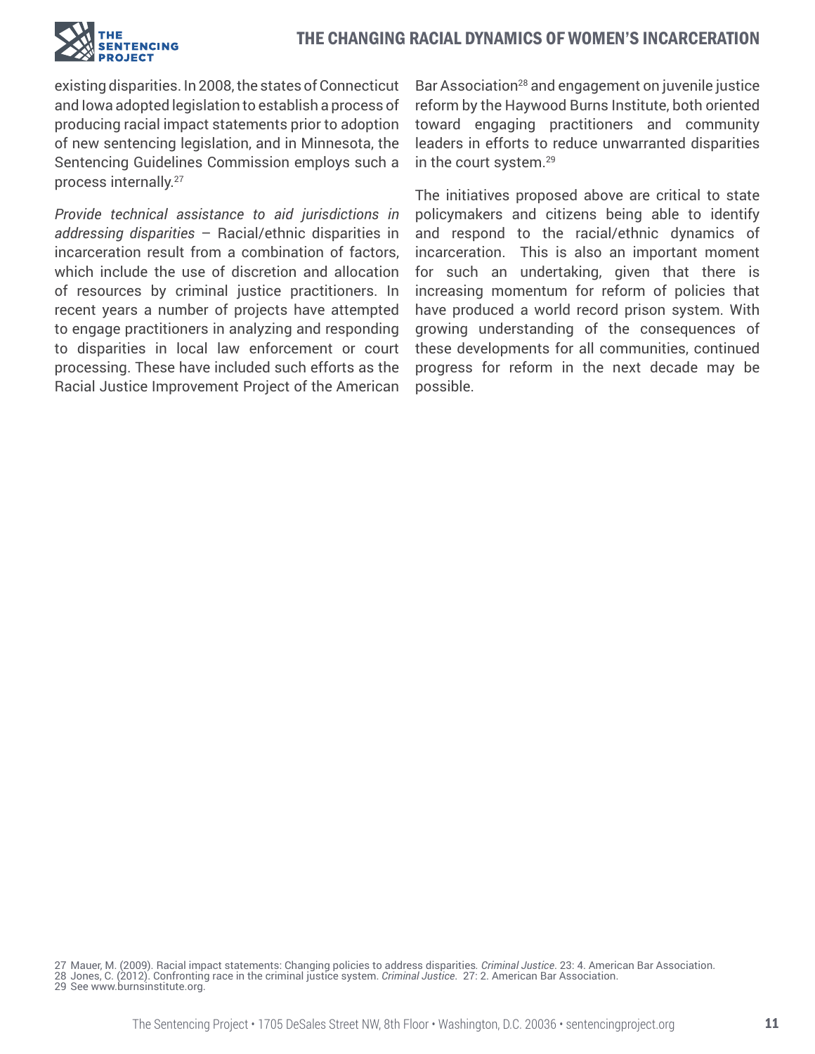existing disparities. In 2008, the states of Connecticut and Iowa adopted legislation to establish a process of producing racial impact statements prior to adoption of new sentencing legislation, and in Minnesota, the Sentencing Guidelines Commission employs such a process internally.[27]

*Provide technical assistance to aid jurisdictions in addressing disparities* – Racial/ethnic disparities in incarceration result from a combination of factors, which include the use of discretion and allocation of resources by criminal justice practitioners. In recent years a number of projects have attempted to engage practitioners in analyzing and responding to disparities in local law enforcement or court processing. These have included such efforts as the Racial Justice Improvement Project of the American Bar Association[28] and engagement on juvenile justice reform by the Haywood Burns Institute, both oriented toward engaging practitioners and community leaders in efforts to reduce unwarranted disparities in the court system.[29]

The initiatives proposed above are critical to state policymakers and citizens being able to identify and respond to the racial/ethnic dynamics of incarceration. This is also an important moment for such an undertaking, given that there is increasing momentum for reform of policies that have produced a world record prison system. With growing understanding of the consequences of these developments for all communities, continued progress for reform in the next decade may be possible.

27 Mauer, M. (2009). Racial impact statements: Changing policies to address disparities. *Criminal Justice*. 23: 4. American Bar Association.
28 Jones, C. (2012). Confronting race in the criminal justice system. *Criminal Justice*. 27: 2. American Bar Association.
29 See www.burnsinstitute.org.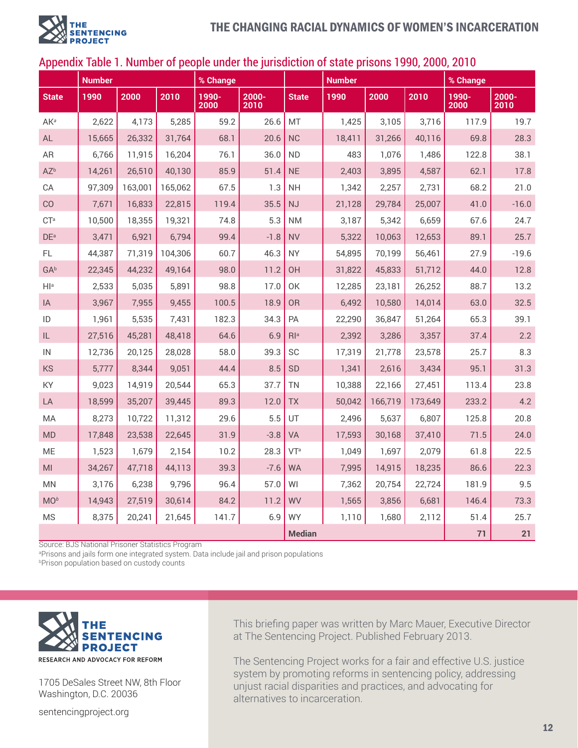## Appendix Table 1. Number of people under the jurisdiction of state prisons 1990, 2000, 2010

| | Number | | | % Change | | | Number | | | % Change | |
|---|---|---|---|---|---|---|---|---|---|---|---|
| State | 1990 | 2000 | 2010 | 1990-2000 | 2000-2010 | State | 1990 | 2000 | 2010 | 1990-2000 | 2000-2010 |
| AK[a] | 2,622 | 4,173 | 5,285 | 59.2 | 26.6 | MT | 1,425 | 3,105 | 3,716 | 117.9 | 19.7 |
| AL | 15,665 | 26,332 | 31,764 | 68.1 | 20.6 | NC | 18,411 | 31,266 | 40,116 | 69.8 | 28.3 |
| AR | 6,766 | 11,915 | 16,204 | 76.1 | 36.0 | ND | 483 | 1,076 | 1,486 | 122.8 | 38.1 |
| AZ[b] | 14,261 | 26,510 | 40,130 | 85.9 | 51.4 | NE | 2,403 | 3,895 | 4,587 | 62.1 | 17.8 |
| CA | 97,309 | 163,001 | 165,062 | 67.5 | 1.3 | NH | 1,342 | 2,257 | 2,731 | 68.2 | 21.0 |
| CO | 7,671 | 16,833 | 22,815 | 119.4 | 35.5 | NJ | 21,128 | 29,784 | 25,007 | 41.0 | -16.0 |
| CT[a] | 10,500 | 18,355 | 19,321 | 74.8 | 5.3 | NM | 3,187 | 5,342 | 6,659 | 67.6 | 24.7 |
| DE[a] | 3,471 | 6,921 | 6,794 | 99.4 | -1.8 | NV | 5,322 | 10,063 | 12,653 | 89.1 | 25.7 |
| FL | 44,387 | 71,319 | 104,306 | 60.7 | 46.3 | NY | 54,895 | 70,199 | 56,461 | 27.9 | -19.6 |
| GA[b] | 22,345 | 44,232 | 49,164 | 98.0 | 11.2 | OH | 31,822 | 45,833 | 51,712 | 44.0 | 12.8 |
| HI[a] | 2,533 | 5,035 | 5,891 | 98.8 | 17.0 | OK | 12,285 | 23,181 | 26,252 | 88.7 | 13.2 |
| IA | 3,967 | 7,955 | 9,455 | 100.5 | 18.9 | OR | 6,492 | 10,580 | 14,014 | 63.0 | 32.5 |
| ID | 1,961 | 5,535 | 7,431 | 182.3 | 34.3 | PA | 22,290 | 36,847 | 51,264 | 65.3 | 39.1 |
| IL | 27,516 | 45,281 | 48,418 | 64.6 | 6.9 | RI[a] | 2,392 | 3,286 | 3,357 | 37.4 | 2.2 |
| IN | 12,736 | 20,125 | 28,028 | 58.0 | 39.3 | SC | 17,319 | 21,778 | 23,578 | 25.7 | 8.3 |
| KS | 5,777 | 8,344 | 9,051 | 44.4 | 8.5 | SD | 1,341 | 2,616 | 3,434 | 95.1 | 31.3 |
| KY | 9,023 | 14,919 | 20,544 | 65.3 | 37.7 | TN | 10,388 | 22,166 | 27,451 | 113.4 | 23.8 |
| LA | 18,599 | 35,207 | 39,445 | 89.3 | 12.0 | TX | 50,042 | 166,719 | 173,649 | 233.2 | 4.2 |
| MA | 8,273 | 10,722 | 11,312 | 29.6 | 5.5 | UT | 2,496 | 5,637 | 6,807 | 125.8 | 20.8 |
| MD | 17,848 | 23,538 | 22,645 | 31.9 | -3.8 | VA | 17,593 | 30,168 | 37,410 | 71.5 | 24.0 |
| ME | 1,523 | 1,679 | 2,154 | 10.2 | 28.3 | VT[a] | 1,049 | 1,697 | 2,079 | 61.8 | 22.5 |
| MI | 34,267 | 47,718 | 44,113 | 39.3 | -7.6 | WA | 7,995 | 14,915 | 18,235 | 86.6 | 22.3 |
| MN | 3,176 | 6,238 | 9,796 | 96.4 | 57.0 | WI | 7,362 | 20,754 | 22,724 | 181.9 | 9.5 |
| MO[b] | 14,943 | 27,519 | 30,614 | 84.2 | 11.2 | WV | 1,565 | 3,856 | 6,681 | 146.4 | 73.3 |
| MS | 8,375 | 20,241 | 21,645 | 141.7 | 6.9 | WY | 1,110 | 1,680 | 2,112 | 51.4 | 25.7 |
| | | | | | | **Median** | | | | **71** | **21** |

Source: BJS National Prisoner Statistics Program

[a]Prisons and jails form one integrated system. Data include jail and prison populations

[b]Prison population based on custody counts

This briefing paper was written by Marc Mauer, Executive Director at The Sentencing Project. Published February 2013.

The Sentencing Project works for a fair and effective U.S. justice system by promoting reforms in sentencing policy, addressing unjust racial disparities and practices, and advocating for alternatives to incarceration.

THE SENTENCING PROJECT

RESEARCH AND ADVOCACY FOR REFORM

1705 DeSales Street NW, 8th Floor
Washington, D.C. 20036

sentencingproject.org